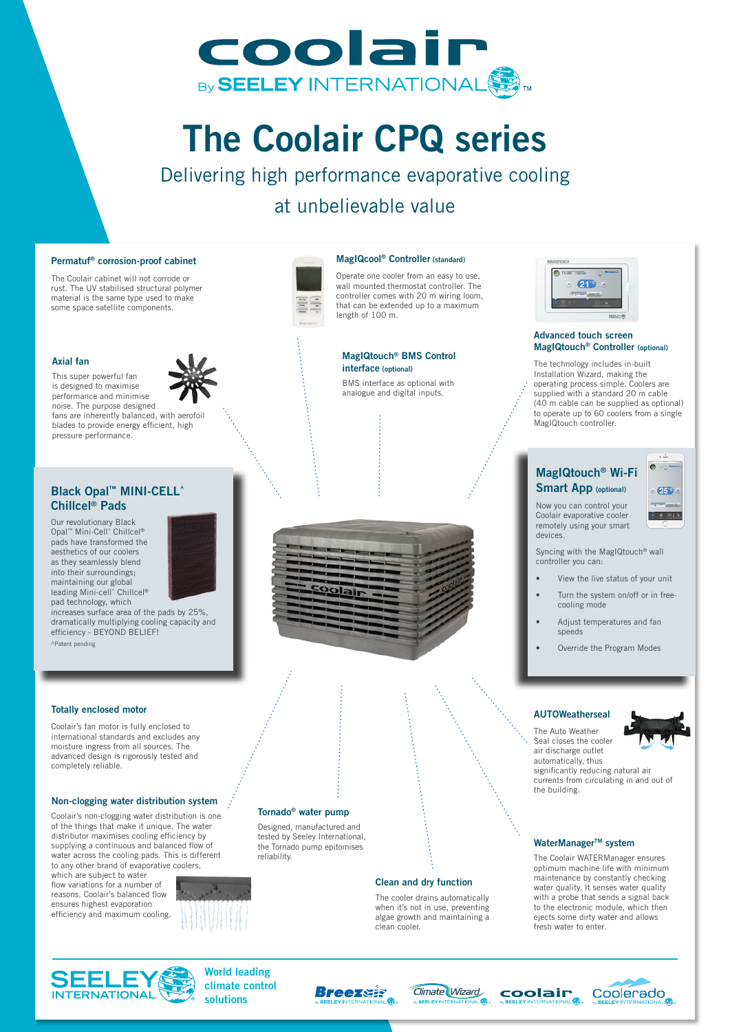# The Coolair CPQ series

Delivering high performance evaporative cooling at unbelievable value

### Permatuf® corrosion-proof cabinet

The Coolair cabinet will not corrode or rust. The UV stabilised structural polymer material is the same type used to make some space satellite components.

### MagIQcool® Controller (standard)

Operate one cooler from an easy to use, wall mounted thermostat controller. The controller comes with 20 m wiring loom, that can be extended up to a maximum length of 100 m.

### Advanced touch screen MagIQtouch® Controller (optional)

The technology includes in-built Installation Wizard, making the operating process simple. Coolers are supplied with a standard 20 m cable (40 m cable can be supplied as optional) to operate up to 60 coolers from a single MagIQtouch controller.

### Axial fan

This super powerful fan is designed to maximise performance and minimise noise. The purpose designed fans are inherently balanced, with aerofoil blades to provide energy efficient, high pressure performance.

### MagIQtouch® BMS Control interface (optional)

BMS interface as optional with analogue and digital inputs.

### Black Opal™ MINI-CELL^ Chillcel® Pads

Our revolutionary Black Opal™ Mini-Cell^ Chillcel® pads have transformed the aesthetics of our coolers as they seamlessly blend into their surroundings; maintaining our global leading Mini-cell^ Chillcel® pad technology, which increases surface area of the pads by 25%, dramatically multiplying cooling capacity and efficiency - BEYOND BELIEF!

^Patent pending

### MagIQtouch® Wi-Fi Smart App (optional)

Now you can control your Coolair evaporative cooler remotely using your smart devices.

Syncing with the MagIQtouch® wall controller you can:

- View the live status of your unit
- Turn the system on/off or in free-cooling mode
- Adjust temperatures and fan speeds
- Override the Program Modes

### Totally enclosed motor

Coolair's fan motor is fully enclosed to international standards and excludes any moisture ingress from all sources. The advanced design is rigorously tested and completely reliable.

### AUTOWeatherseal

The Auto Weather Seal closes the cooler air discharge outlet automatically, thus significantly reducing natural air currents from circulating in and out of the building.

### Non-clogging water distribution system

Coolair's non-clogging water distribution system is one of the things that make it unique. The water distributor maximises cooling efficiency by supplying a continuous and balanced flow of water across the cooling pads. This is different to any other brand of evaporative coolers, which are subject to water flow variations for a number of reasons. Coolair's balanced flow ensures highest evaporation efficiency and maximum cooling.

### Tornado® water pump

Designed, manufactured and tested by Seeley International, the Tornado pump epitomises reliability.

### Clean and dry function

The cooler drains automatically when it's not in use, preventing algae growth and maintaining a clean cooler.

### WaterManager™ system

The Coolair WATERManager ensures optimum machine life with minimum maintenance by constantly checking water quality. It senses water quality with a probe that sends a signal back to the electronic module, which then ejects some dirty water and allows fresh water to enter.

SEELEY INTERNATIONAL — World leading climate control solutions

Breezair · Climate Wizard · coolair · Coolerado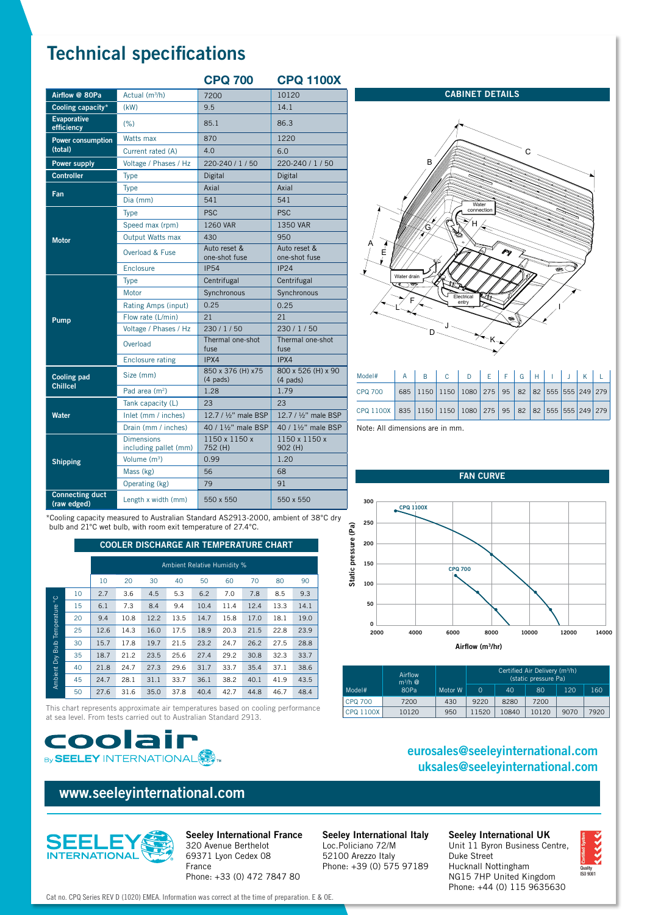# Technical specifications

| | | CPQ 700 | CPQ 1100X |
|---|---|---|---|
| Airflow @ 80Pa | Actual (m³/h) | 7200 | 10120 |
| Cooling capacity* | (kW) | 9.5 | 14.1 |
| Evaporative efficiency | (%) | 85.1 | 86.3 |
| Power consumption (total) | Watts max | 870 | 1220 |
| | Current rated (A) | 4.0 | 6.0 |
| Power supply | Voltage / Phases / Hz | 220-240 / 1 / 50 | 220-240 / 1 / 50 |
| Controller | Type | Digital | Digital |
| Fan | Type | Axial | Axial |
| | Dia (mm) | 541 | 541 |
| Motor | Type | PSC | PSC |
| | Speed max (rpm) | 1260 VAR | 1350 VAR |
| | Output Watts max | 430 | 950 |
| | Overload & Fuse | Auto reset & one-shot fuse | Auto reset & one-shot fuse |
| | Enclosure | IP54 | IP24 |
| Pump | Type | Centrifugal | Centrifugal |
| | Motor | Synchronous | Synchronous |
| | Rating Amps (input) | 0.25 | 0.25 |
| | Flow rate (L/min) | 21 | 21 |
| | Voltage / Phases / Hz | 230 / 1 / 50 | 230 / 1 / 50 |
| | Overload | Thermal one-shot fuse | Thermal one-shot fuse |
| | Enclosure rating | IPX4 | IPX4 |
| Cooling pad Chillcel | Size (mm) | 850 x 376 (H) x75 (4 pads) | 800 x 526 (H) x 90 (4 pads) |
| | Pad area (m²) | 1.28 | 1.79 |
| Water | Tank capacity (L) | 23 | 23 |
| | Inlet (mm / inches) | 12.7 / ½" male BSP | 12.7 / ½" male BSP |
| | Drain (mm / inches) | 40 / 1½" male BSP | 40 / 1½" male BSP |
| Shipping | Dimensions including pallet (mm) | 1150 x 1150 x 752 (H) | 1150 x 1150 x 902 (H) |
| | Volume (m³) | 0.99 | 1.20 |
| | Mass (kg) | 56 | 68 |
| | Operating (kg) | 79 | 91 |
| Connecting duct (raw edged) | Length x width (mm) | 550 x 550 | 550 x 550 |

*Cooling capacity measured to Australian Standard AS2913-2000, ambient of 38°C dry bulb and 21°C wet bulb, with room exit temperature of 27.4°C.

## COOLER DISCHARGE AIR TEMPERATURE CHART

| Ambient Dry Bulb Temperature °C | Ambient Relative Humidity % | | | | | | | | |
|---|---|---|---|---|---|---|---|---|---|
| | 10 | 20 | 30 | 40 | 50 | 60 | 70 | 80 | 90 |
| 10 | 2.7 | 3.6 | 4.5 | 5.3 | 6.2 | 7.0 | 7.8 | 8.5 | 9.3 |
| 15 | 6.1 | 7.3 | 8.4 | 9.4 | 10.4 | 11.4 | 12.4 | 13.3 | 14.1 |
| 20 | 9.4 | 10.8 | 12.2 | 13.5 | 14.7 | 15.8 | 17.0 | 18.1 | 19.0 |
| 25 | 12.6 | 14.3 | 16.0 | 17.5 | 18.9 | 20.3 | 21.5 | 22.8 | 23.9 |
| 30 | 15.7 | 17.8 | 19.7 | 21.5 | 23.2 | 24.7 | 26.2 | 27.5 | 28.8 |
| 35 | 18.7 | 21.2 | 23.5 | 25.6 | 27.4 | 29.2 | 30.8 | 32.3 | 33.7 |
| 40 | 21.8 | 24.7 | 27.3 | 29.6 | 31.7 | 33.7 | 35.4 | 37.1 | 38.6 |
| 45 | 24.7 | 28.1 | 31.1 | 33.7 | 36.1 | 38.2 | 40.1 | 41.9 | 43.5 |
| 50 | 27.6 | 31.6 | 35.0 | 37.8 | 40.4 | 42.7 | 44.8 | 46.7 | 48.4 |

This chart represents approximate air temperatures based on cooling performance at sea level. From tests carried out to Australian Standard 2913.

## CABINET DETAILS

B
C
Water connection
G
H
A
E
Water drain
F
Electrical entry
L
I
J
D
K

| Model# | A | B | C | D | E | F | G | H | I | J | K | L |
|---|---|---|---|---|---|---|---|---|---|---|---|---|
| CPQ 700 | 685 | 1150 | 1150 | 1080 | 275 | 95 | 82 | 82 | 555 | 555 | 249 | 279 |
| CPQ 1100X | 835 | 1150 | 1150 | 1080 | 275 | 95 | 82 | 82 | 555 | 555 | 249 | 279 |

Note: All dimensions are in mm.

## FAN CURVE

Static pressure (Pa)
300
250
200
150
100
50
0
CPQ 1100X
CPQ 700
2000 4000 6000 8000 10000 12000 14000
Airflow (m³/hr)

| Model# | Airflow m³/h @ 80Pa | Motor W | Certified Air Delivery (m³/h) (static pressure Pa) | | | | |
|---|---|---|---|---|---|---|---|
| | | | 0 | 40 | 80 | 120 | 160 |
| CPQ 700 | 7200 | 430 | 9220 | 8280 | 7200 | | |
| CPQ 1100X | 10120 | 950 | 11520 | 10840 | 10120 | 9070 | 7920 |

coolair By SEELEY INTERNATIONAL™

eurosales@seeleyinternational.com
uksales@seeleyinternational.com

www.seeleyinternational.com

SEELEY INTERNATIONAL

**Seeley International France**
320 Avenue Berthelot
69371 Lyon Cedex 08
France
Phone: +33 (0) 472 7847 80

**Seeley International Italy**
Loc.Policiano 72/M
52100 Arezzo Italy
Phone: +39 (0) 575 97189

**Seeley International UK**
Unit 11 Byron Business Centre,
Duke Street
Hucknall Nottingham
NG15 7HP United Kingdom
Phone: +44 (0) 115 9635630

Certified System Quality ISO 9001

Cat no. CPQ Series REV D (1020) EMEA. Information was correct at the time of preparation. E & OE.